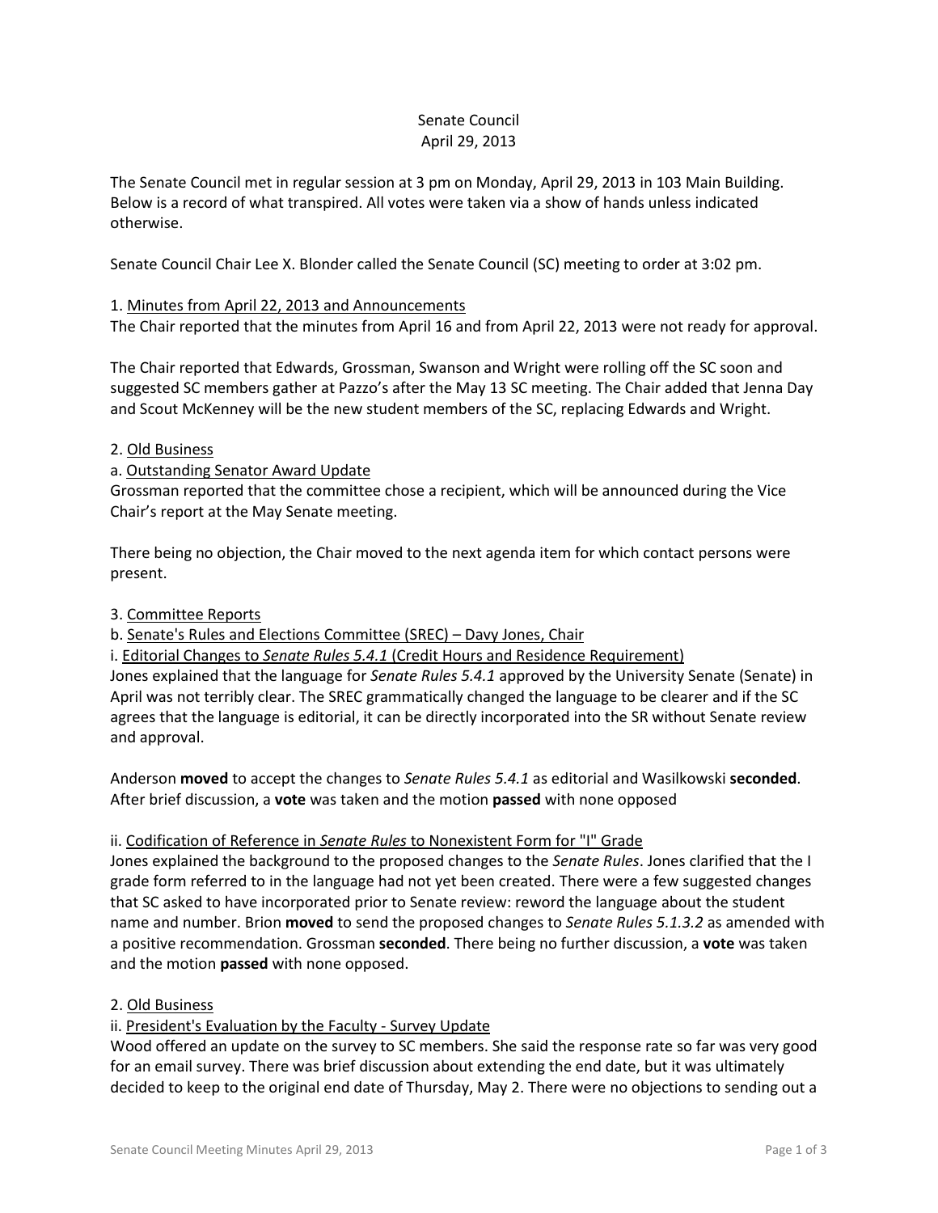Senate Council
April 29, 2013

The Senate Council met in regular session at 3 pm on Monday, April 29, 2013 in 103 Main Building. Below is a record of what transpired. All votes were taken via a show of hands unless indicated otherwise.

Senate Council Chair Lee X. Blonder called the Senate Council (SC) meeting to order at 3:02 pm.

1. Minutes from April 22, 2013 and Announcements
The Chair reported that the minutes from April 16 and from April 22, 2013 were not ready for approval.

The Chair reported that Edwards, Grossman, Swanson and Wright were rolling off the SC soon and suggested SC members gather at Pazzo's after the May 13 SC meeting. The Chair added that Jenna Day and Scout McKenney will be the new student members of the SC, replacing Edwards and Wright.

2. Old Business
a. Outstanding Senator Award Update
Grossman reported that the committee chose a recipient, which will be announced during the Vice Chair's report at the May Senate meeting.

There being no objection, the Chair moved to the next agenda item for which contact persons were present.

3. Committee Reports
b. Senate's Rules and Elections Committee (SREC) – Davy Jones, Chair
i. Editorial Changes to *Senate Rules 5.4.1* (Credit Hours and Residence Requirement)
Jones explained that the language for *Senate Rules 5.4.1* approved by the University Senate (Senate) in April was not terribly clear. The SREC grammatically changed the language to be clearer and if the SC agrees that the language is editorial, it can be directly incorporated into the SR without Senate review and approval.

Anderson **moved** to accept the changes to *Senate Rules 5.4.1* as editorial and Wasilkowski **seconded**. After brief discussion, a **vote** was taken and the motion **passed** with none opposed

ii. Codification of Reference in *Senate Rules* to Nonexistent Form for "I" Grade
Jones explained the background to the proposed changes to the *Senate Rules*. Jones clarified that the I grade form referred to in the language had not yet been created. There were a few suggested changes that SC asked to have incorporated prior to Senate review: reword the language about the student name and number. Brion **moved** to send the proposed changes to *Senate Rules 5.1.3.2* as amended with a positive recommendation. Grossman **seconded**. There being no further discussion, a **vote** was taken and the motion **passed** with none opposed.

2. Old Business
ii. President's Evaluation by the Faculty - Survey Update
Wood offered an update on the survey to SC members. She said the response rate so far was very good for an email survey. There was brief discussion about extending the end date, but it was ultimately decided to keep to the original end date of Thursday, May 2. There were no objections to sending out a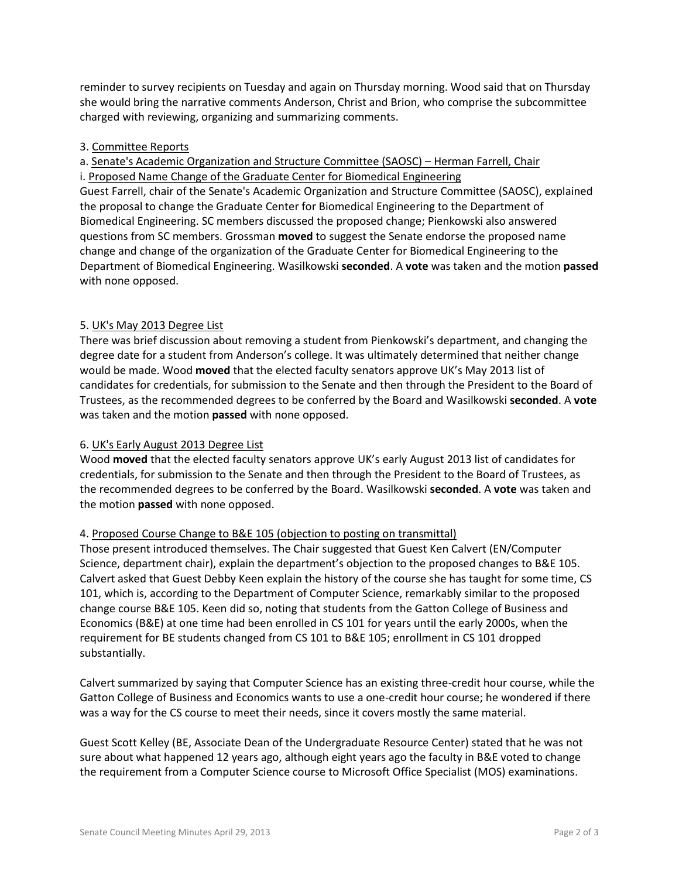reminder to survey recipients on Tuesday and again on Thursday morning. Wood said that on Thursday she would bring the narrative comments Anderson, Christ and Brion, who comprise the subcommittee charged with reviewing, organizing and summarizing comments.

3. <u>Committee Reports</u>

a. <u>Senate's Academic Organization and Structure Committee (SAOSC) – Herman Farrell, Chair</u>

i. <u>Proposed Name Change of the Graduate Center for Biomedical Engineering</u>

Guest Farrell, chair of the Senate's Academic Organization and Structure Committee (SAOSC), explained the proposal to change the Graduate Center for Biomedical Engineering to the Department of Biomedical Engineering. SC members discussed the proposed change; Pienkowski also answered questions from SC members. Grossman **moved** to suggest the Senate endorse the proposed name change and change of the organization of the Graduate Center for Biomedical Engineering to the Department of Biomedical Engineering. Wasilkowski **seconded**. A **vote** was taken and the motion **passed** with none opposed.

5. <u>UK's May 2013 Degree List</u>

There was brief discussion about removing a student from Pienkowski's department, and changing the degree date for a student from Anderson's college. It was ultimately determined that neither change would be made. Wood **moved** that the elected faculty senators approve UK's May 2013 list of candidates for credentials, for submission to the Senate and then through the President to the Board of Trustees, as the recommended degrees to be conferred by the Board and Wasilkowski **seconded**. A **vote** was taken and the motion **passed** with none opposed.

6. <u>UK's Early August 2013 Degree List</u>

Wood **moved** that the elected faculty senators approve UK's early August 2013 list of candidates for credentials, for submission to the Senate and then through the President to the Board of Trustees, as the recommended degrees to be conferred by the Board. Wasilkowski **seconded**. A **vote** was taken and the motion **passed** with none opposed.

4. <u>Proposed Course Change to B&E 105 (objection to posting on transmittal)</u>

Those present introduced themselves. The Chair suggested that Guest Ken Calvert (EN/Computer Science, department chair), explain the department's objection to the proposed changes to B&E 105. Calvert asked that Guest Debby Keen explain the history of the course she has taught for some time, CS 101, which is, according to the Department of Computer Science, remarkably similar to the proposed change course B&E 105. Keen did so, noting that students from the Gatton College of Business and Economics (B&E) at one time had been enrolled in CS 101 for years until the early 2000s, when the requirement for BE students changed from CS 101 to B&E 105; enrollment in CS 101 dropped substantially.

Calvert summarized by saying that Computer Science has an existing three-credit hour course, while the Gatton College of Business and Economics wants to use a one-credit hour course; he wondered if there was a way for the CS course to meet their needs, since it covers mostly the same material.

Guest Scott Kelley (BE, Associate Dean of the Undergraduate Resource Center) stated that he was not sure about what happened 12 years ago, although eight years ago the faculty in B&E voted to change the requirement from a Computer Science course to Microsoft Office Specialist (MOS) examinations.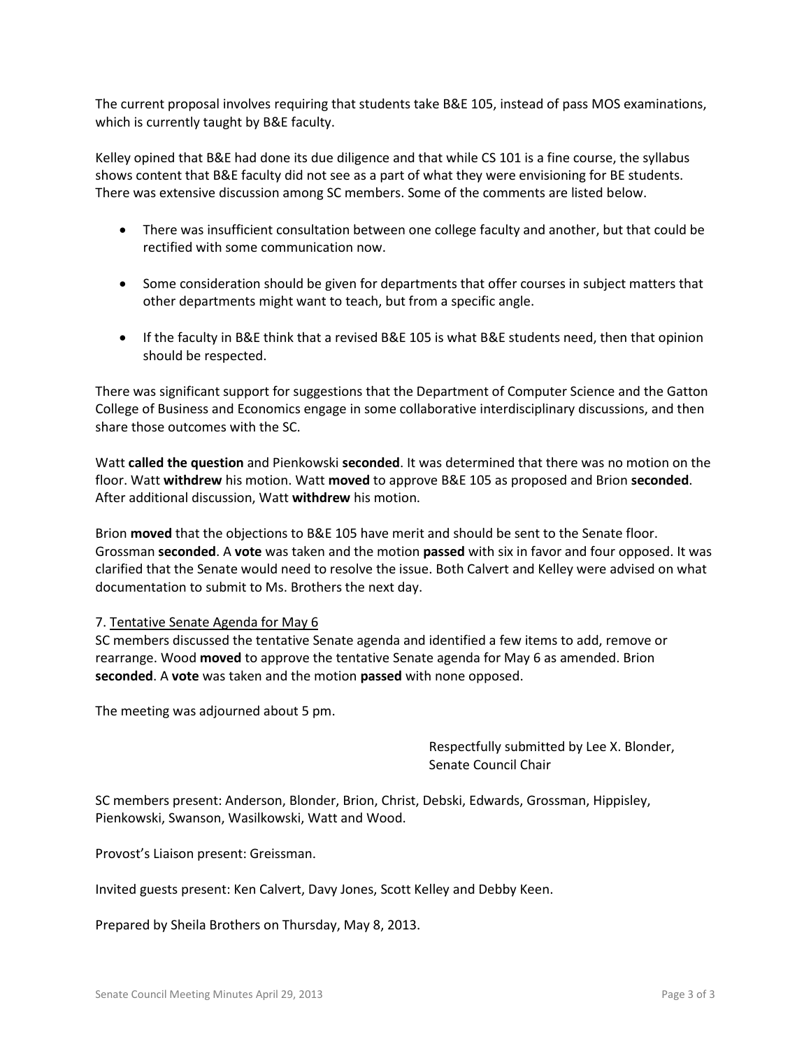The current proposal involves requiring that students take B&E 105, instead of pass MOS examinations, which is currently taught by B&E faculty.

Kelley opined that B&E had done its due diligence and that while CS 101 is a fine course, the syllabus shows content that B&E faculty did not see as a part of what they were envisioning for BE students. There was extensive discussion among SC members. Some of the comments are listed below.

- There was insufficient consultation between one college faculty and another, but that could be rectified with some communication now.
- Some consideration should be given for departments that offer courses in subject matters that other departments might want to teach, but from a specific angle.
- If the faculty in B&E think that a revised B&E 105 is what B&E students need, then that opinion should be respected.

There was significant support for suggestions that the Department of Computer Science and the Gatton College of Business and Economics engage in some collaborative interdisciplinary discussions, and then share those outcomes with the SC.

Watt **called the question** and Pienkowski **seconded**. It was determined that there was no motion on the floor. Watt **withdrew** his motion. Watt **moved** to approve B&E 105 as proposed and Brion **seconded**. After additional discussion, Watt **withdrew** his motion.

Brion **moved** that the objections to B&E 105 have merit and should be sent to the Senate floor. Grossman **seconded**. A **vote** was taken and the motion **passed** with six in favor and four opposed. It was clarified that the Senate would need to resolve the issue. Both Calvert and Kelley were advised on what documentation to submit to Ms. Brothers the next day.

7. <u>Tentative Senate Agenda for May 6</u>
SC members discussed the tentative Senate agenda and identified a few items to add, remove or rearrange. Wood **moved** to approve the tentative Senate agenda for May 6 as amended. Brion **seconded**. A **vote** was taken and the motion **passed** with none opposed.

The meeting was adjourned about 5 pm.

Respectfully submitted by Lee X. Blonder,
Senate Council Chair

SC members present: Anderson, Blonder, Brion, Christ, Debski, Edwards, Grossman, Hippisley, Pienkowski, Swanson, Wasilkowski, Watt and Wood.

Provost's Liaison present: Greissman.

Invited guests present: Ken Calvert, Davy Jones, Scott Kelley and Debby Keen.

Prepared by Sheila Brothers on Thursday, May 8, 2013.